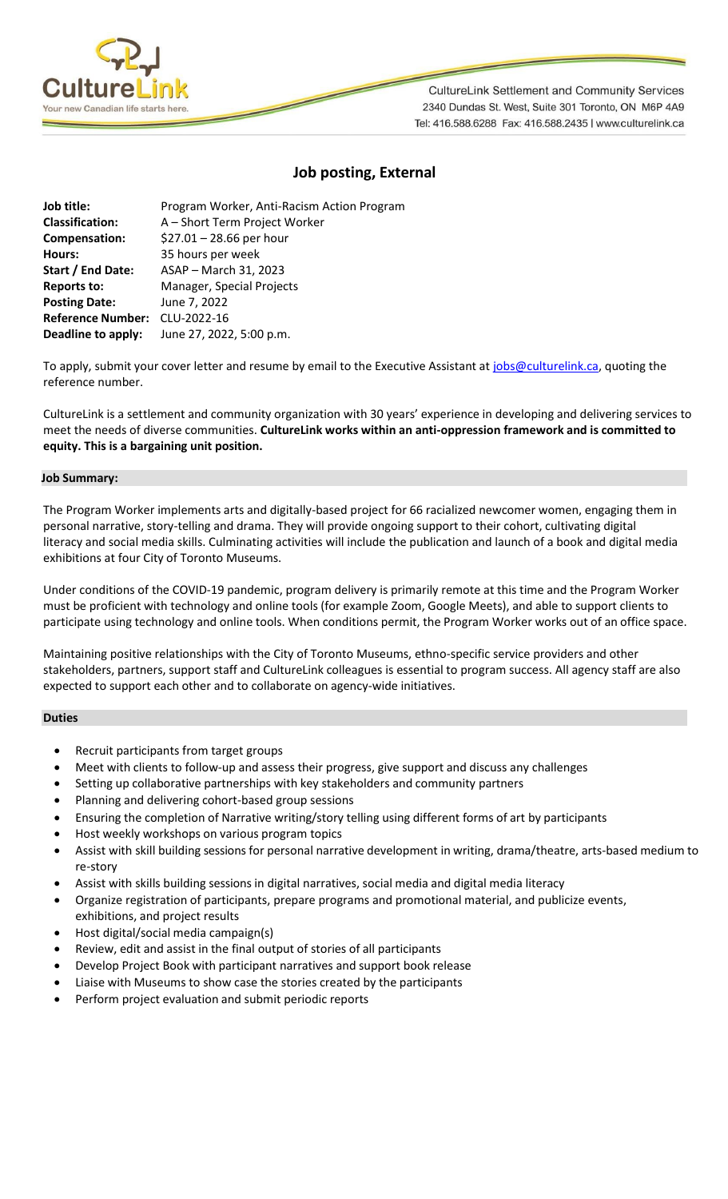CultureLink Settlement and Community Services
2340 Dundas St. West, Suite 301 Toronto, ON M6P 4A9
Tel: 416.588.6288 Fax: 416.588.2435 | www.culturelink.ca

# Job posting, External

| | |
|---|---|
| **Job title:** | Program Worker, Anti-Racism Action Program |
| **Classification:** | A – Short Term Project Worker |
| **Compensation:** | $27.01 – 28.66 per hour |
| **Hours:** | 35 hours per week |
| **Start / End Date:** | ASAP – March 31, 2023 |
| **Reports to:** | Manager, Special Projects |
| **Posting Date:** | June 7, 2022 |
| **Reference Number:** | CLU-2022-16 |
| **Deadline to apply:** | June 27, 2022, 5:00 p.m. |

To apply, submit your cover letter and resume by email to the Executive Assistant at jobs@culturelink.ca, quoting the reference number.

CultureLink is a settlement and community organization with 30 years' experience in developing and delivering services to meet the needs of diverse communities. **CultureLink works within an anti-oppression framework and is committed to equity. This is a bargaining unit position.**

## Job Summary:

The Program Worker implements arts and digitally-based project for 66 racialized newcomer women, engaging them in personal narrative, story-telling and drama. They will provide ongoing support to their cohort, cultivating digital literacy and social media skills. Culminating activities will include the publication and launch of a book and digital media exhibitions at four City of Toronto Museums.

Under conditions of the COVID-19 pandemic, program delivery is primarily remote at this time and the Program Worker must be proficient with technology and online tools (for example Zoom, Google Meets), and able to support clients to participate using technology and online tools. When conditions permit, the Program Worker works out of an office space.

Maintaining positive relationships with the City of Toronto Museums, ethno-specific service providers and other stakeholders, partners, support staff and CultureLink colleagues is essential to program success. All agency staff are also expected to support each other and to collaborate on agency-wide initiatives.

## Duties

- Recruit participants from target groups
- Meet with clients to follow-up and assess their progress, give support and discuss any challenges
- Setting up collaborative partnerships with key stakeholders and community partners
- Planning and delivering cohort-based group sessions
- Ensuring the completion of Narrative writing/story telling using different forms of art by participants
- Host weekly workshops on various program topics
- Assist with skill building sessions for personal narrative development in writing, drama/theatre, arts-based medium to re-story
- Assist with skills building sessions in digital narratives, social media and digital media literacy
- Organize registration of participants, prepare programs and promotional material, and publicize events, exhibitions, and project results
- Host digital/social media campaign(s)
- Review, edit and assist in the final output of stories of all participants
- Develop Project Book with participant narratives and support book release
- Liaise with Museums to show case the stories created by the participants
- Perform project evaluation and submit periodic reports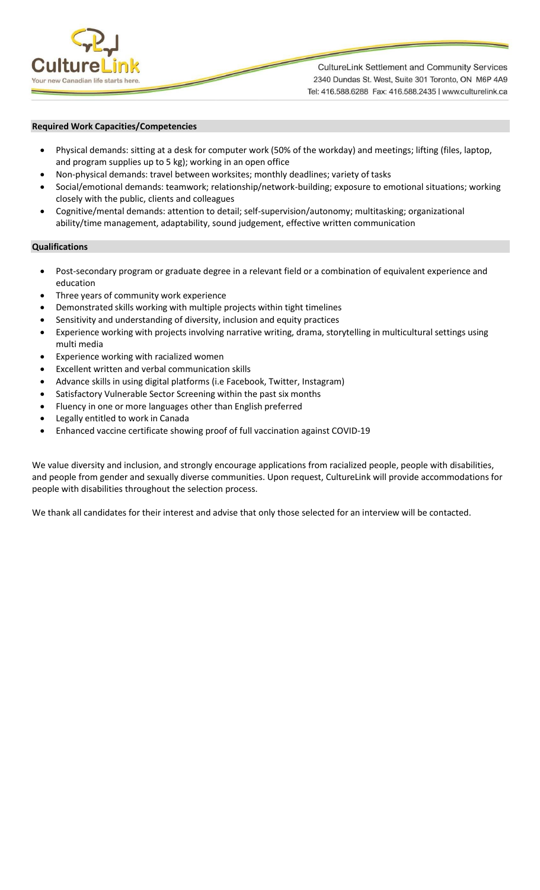## Required Work Capacities/Competencies

- Physical demands: sitting at a desk for computer work (50% of the workday) and meetings; lifting (files, laptop, and program supplies up to 5 kg); working in an open office
- Non-physical demands: travel between worksites; monthly deadlines; variety of tasks
- Social/emotional demands: teamwork; relationship/network-building; exposure to emotional situations; working closely with the public, clients and colleagues
- Cognitive/mental demands: attention to detail; self-supervision/autonomy; multitasking; organizational ability/time management, adaptability, sound judgement, effective written communication

## Qualifications

- Post-secondary program or graduate degree in a relevant field or a combination of equivalent experience and education
- Three years of community work experience
- Demonstrated skills working with multiple projects within tight timelines
- Sensitivity and understanding of diversity, inclusion and equity practices
- Experience working with projects involving narrative writing, drama, storytelling in multicultural settings using multi media
- Experience working with racialized women
- Excellent written and verbal communication skills
- Advance skills in using digital platforms (i.e Facebook, Twitter, Instagram)
- Satisfactory Vulnerable Sector Screening within the past six months
- Fluency in one or more languages other than English preferred
- Legally entitled to work in Canada
- Enhanced vaccine certificate showing proof of full vaccination against COVID-19

We value diversity and inclusion, and strongly encourage applications from racialized people, people with disabilities, and people from gender and sexually diverse communities. Upon request, CultureLink will provide accommodations for people with disabilities throughout the selection process.

We thank all candidates for their interest and advise that only those selected for an interview will be contacted.